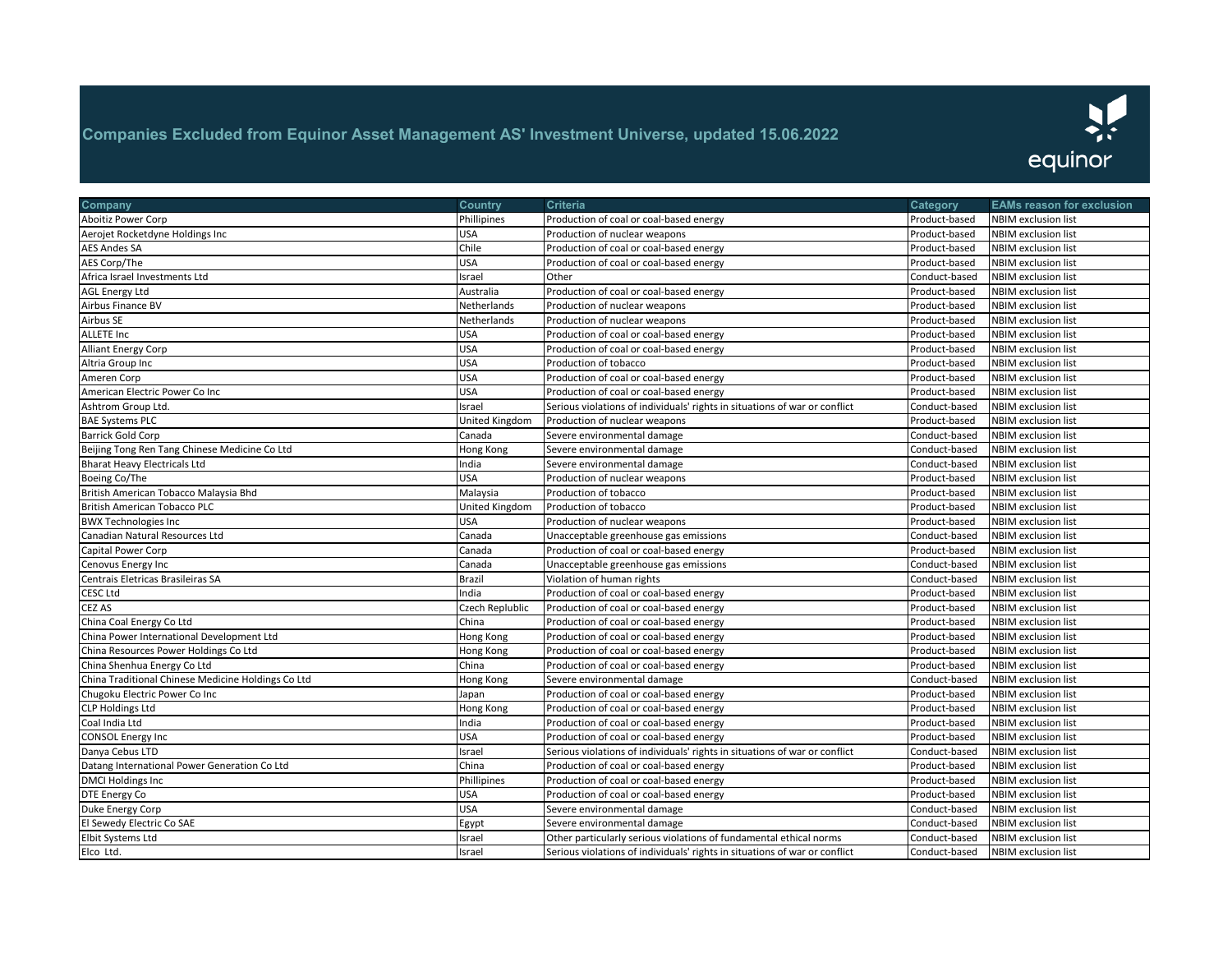# Companies Excluded from Equinor Asset Management AS' Investment Universe, updated 15.06.2022

| Company | Country | Criteria | Category | EAMs reason for exclusion |
|---|---|---|---|---|
| Aboitiz Power Corp | Phillipines | Production of coal or coal-based energy | Product-based | NBIM exclusion list |
| Aerojet Rocketdyne Holdings Inc | USA | Production of nuclear weapons | Product-based | NBIM exclusion list |
| AES Andes SA | Chile | Production of coal or coal-based energy | Product-based | NBIM exclusion list |
| AES Corp/The | USA | Production of coal or coal-based energy | Product-based | NBIM exclusion list |
| Africa Israel Investments Ltd | Israel | Other | Conduct-based | NBIM exclusion list |
| AGL Energy Ltd | Australia | Production of coal or coal-based energy | Product-based | NBIM exclusion list |
| Airbus Finance BV | Netherlands | Production of nuclear weapons | Product-based | NBIM exclusion list |
| Airbus SE | Netherlands | Production of nuclear weapons | Product-based | NBIM exclusion list |
| ALLETE Inc | USA | Production of coal or coal-based energy | Product-based | NBIM exclusion list |
| Alliant Energy Corp | USA | Production of coal or coal-based energy | Product-based | NBIM exclusion list |
| Altria Group Inc | USA | Production of tobacco | Product-based | NBIM exclusion list |
| Ameren Corp | USA | Production of coal or coal-based energy | Product-based | NBIM exclusion list |
| American Electric Power Co Inc | USA | Production of coal or coal-based energy | Product-based | NBIM exclusion list |
| Ashtrom Group Ltd. | Israel | Serious violations of individuals' rights in situations of war or conflict | Conduct-based | NBIM exclusion list |
| BAE Systems PLC | United Kingdom | Production of nuclear weapons | Product-based | NBIM exclusion list |
| Barrick Gold Corp | Canada | Severe environmental damage | Conduct-based | NBIM exclusion list |
| Beijing Tong Ren Tang Chinese Medicine Co Ltd | Hong Kong | Severe environmental damage | Conduct-based | NBIM exclusion list |
| Bharat Heavy Electricals Ltd | India | Severe environmental damage | Conduct-based | NBIM exclusion list |
| Boeing Co/The | USA | Production of nuclear weapons | Product-based | NBIM exclusion list |
| British American Tobacco Malaysia Bhd | Malaysia | Production of tobacco | Product-based | NBIM exclusion list |
| British American Tobacco PLC | United Kingdom | Production of tobacco | Product-based | NBIM exclusion list |
| BWX Technologies Inc | USA | Production of nuclear weapons | Product-based | NBIM exclusion list |
| Canadian Natural Resources Ltd | Canada | Unacceptable greenhouse gas emissions | Conduct-based | NBIM exclusion list |
| Capital Power Corp | Canada | Production of coal or coal-based energy | Product-based | NBIM exclusion list |
| Cenovus Energy Inc | Canada | Unacceptable greenhouse gas emissions | Conduct-based | NBIM exclusion list |
| Centrais Eletricas Brasileiras SA | Brazil | Violation of human rights | Conduct-based | NBIM exclusion list |
| CESC Ltd | India | Production of coal or coal-based energy | Product-based | NBIM exclusion list |
| CEZ AS | Czech Replublic | Production of coal or coal-based energy | Product-based | NBIM exclusion list |
| China Coal Energy Co Ltd | China | Production of coal or coal-based energy | Product-based | NBIM exclusion list |
| China Power International Development Ltd | Hong Kong | Production of coal or coal-based energy | Product-based | NBIM exclusion list |
| China Resources Power Holdings Co Ltd | Hong Kong | Production of coal or coal-based energy | Product-based | NBIM exclusion list |
| China Shenhua Energy Co Ltd | China | Production of coal or coal-based energy | Product-based | NBIM exclusion list |
| China Traditional Chinese Medicine Holdings Co Ltd | Hong Kong | Severe environmental damage | Conduct-based | NBIM exclusion list |
| Chugoku Electric Power Co Inc | Japan | Production of coal or coal-based energy | Product-based | NBIM exclusion list |
| CLP Holdings Ltd | Hong Kong | Production of coal or coal-based energy | Product-based | NBIM exclusion list |
| Coal India Ltd | India | Production of coal or coal-based energy | Product-based | NBIM exclusion list |
| CONSOL Energy Inc | USA | Production of coal or coal-based energy | Product-based | NBIM exclusion list |
| Danya Cebus LTD | Israel | Serious violations of individuals' rights in situations of war or conflict | Conduct-based | NBIM exclusion list |
| Datang International Power Generation Co Ltd | China | Production of coal or coal-based energy | Product-based | NBIM exclusion list |
| DMCI Holdings Inc | Phillipines | Production of coal or coal-based energy | Product-based | NBIM exclusion list |
| DTE Energy Co | USA | Production of coal or coal-based energy | Product-based | NBIM exclusion list |
| Duke Energy Corp | USA | Severe environmental damage | Conduct-based | NBIM exclusion list |
| El Sewedy Electric Co SAE | Egypt | Severe environmental damage | Conduct-based | NBIM exclusion list |
| Elbit Systems Ltd | Israel | Other particularly serious violations of fundamental ethical norms | Conduct-based | NBIM exclusion list |
| Elco Ltd. | Israel | Serious violations of individuals' rights in situations of war or conflict | Conduct-based | NBIM exclusion list |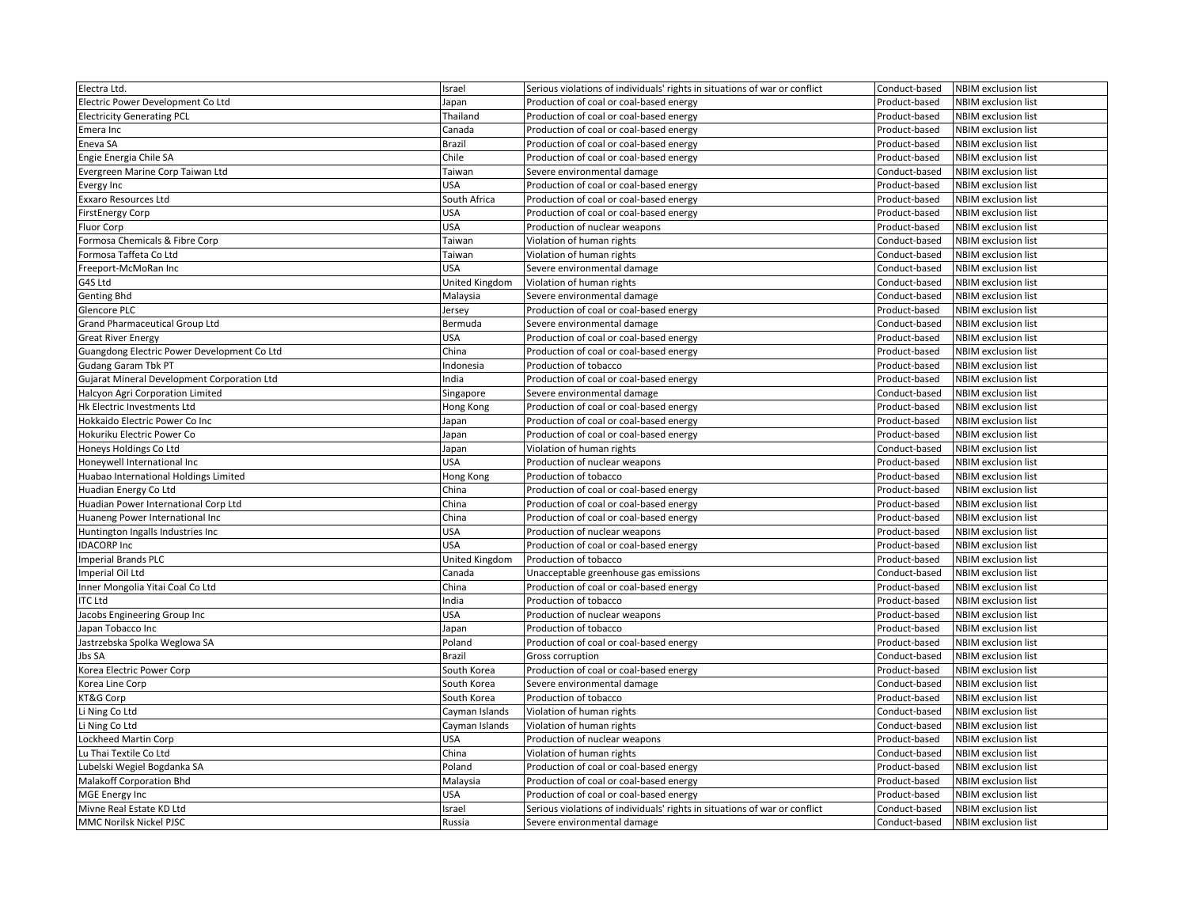| | | | | |
|---|---|---|---|---|
| Electra Ltd. | Israel | Serious violations of individuals' rights in situations of war or conflict | Conduct-based | NBIM exclusion list |
| Electric Power Development Co Ltd | Japan | Production of coal or coal-based energy | Product-based | NBIM exclusion list |
| Electricity Generating PCL | Thailand | Production of coal or coal-based energy | Product-based | NBIM exclusion list |
| Emera Inc | Canada | Production of coal or coal-based energy | Product-based | NBIM exclusion list |
| Eneva SA | Brazil | Production of coal or coal-based energy | Product-based | NBIM exclusion list |
| Engie Energia Chile SA | Chile | Production of coal or coal-based energy | Product-based | NBIM exclusion list |
| Evergreen Marine Corp Taiwan Ltd | Taiwan | Severe environmental damage | Conduct-based | NBIM exclusion list |
| Evergy Inc | USA | Production of coal or coal-based energy | Product-based | NBIM exclusion list |
| Exxaro Resources Ltd | South Africa | Production of coal or coal-based energy | Product-based | NBIM exclusion list |
| FirstEnergy Corp | USA | Production of coal or coal-based energy | Product-based | NBIM exclusion list |
| Fluor Corp | USA | Production of nuclear weapons | Product-based | NBIM exclusion list |
| Formosa Chemicals & Fibre Corp | Taiwan | Violation of human rights | Conduct-based | NBIM exclusion list |
| Formosa Taffeta Co Ltd | Taiwan | Violation of human rights | Conduct-based | NBIM exclusion list |
| Freeport-McMoRan Inc | USA | Severe environmental damage | Conduct-based | NBIM exclusion list |
| G4S Ltd | United Kingdom | Violation of human rights | Conduct-based | NBIM exclusion list |
| Genting Bhd | Malaysia | Severe environmental damage | Conduct-based | NBIM exclusion list |
| Glencore PLC | Jersey | Production of coal or coal-based energy | Product-based | NBIM exclusion list |
| Grand Pharmaceutical Group Ltd | Bermuda | Severe environmental damage | Conduct-based | NBIM exclusion list |
| Great River Energy | USA | Production of coal or coal-based energy | Product-based | NBIM exclusion list |
| Guangdong Electric Power Development Co Ltd | China | Production of coal or coal-based energy | Product-based | NBIM exclusion list |
| Gudang Garam Tbk PT | Indonesia | Production of tobacco | Product-based | NBIM exclusion list |
| Gujarat Mineral Development Corporation Ltd | India | Production of coal or coal-based energy | Product-based | NBIM exclusion list |
| Halcyon Agri Corporation Limited | Singapore | Severe environmental damage | Conduct-based | NBIM exclusion list |
| Hk Electric Investments Ltd | Hong Kong | Production of coal or coal-based energy | Product-based | NBIM exclusion list |
| Hokkaido Electric Power Co Inc | Japan | Production of coal or coal-based energy | Product-based | NBIM exclusion list |
| Hokuriku Electric Power Co | Japan | Production of coal or coal-based energy | Product-based | NBIM exclusion list |
| Honeys Holdings Co Ltd | Japan | Violation of human rights | Conduct-based | NBIM exclusion list |
| Honeywell International Inc | USA | Production of nuclear weapons | Product-based | NBIM exclusion list |
| Huabao International Holdings Limited | Hong Kong | Production of tobacco | Product-based | NBIM exclusion list |
| Huadian Energy Co Ltd | China | Production of coal or coal-based energy | Product-based | NBIM exclusion list |
| Huadian Power International Corp Ltd | China | Production of coal or coal-based energy | Product-based | NBIM exclusion list |
| Huaneng Power International Inc | China | Production of coal or coal-based energy | Product-based | NBIM exclusion list |
| Huntington Ingalls Industries Inc | USA | Production of nuclear weapons | Product-based | NBIM exclusion list |
| IDACORP Inc | USA | Production of coal or coal-based energy | Product-based | NBIM exclusion list |
| Imperial Brands PLC | United Kingdom | Production of tobacco | Product-based | NBIM exclusion list |
| Imperial Oil Ltd | Canada | Unacceptable greenhouse gas emissions | Conduct-based | NBIM exclusion list |
| Inner Mongolia Yitai Coal Co Ltd | China | Production of coal or coal-based energy | Product-based | NBIM exclusion list |
| ITC Ltd | India | Production of tobacco | Product-based | NBIM exclusion list |
| Jacobs Engineering Group Inc | USA | Production of nuclear weapons | Product-based | NBIM exclusion list |
| Japan Tobacco Inc | Japan | Production of tobacco | Product-based | NBIM exclusion list |
| Jastrzebska Spolka Weglowa SA | Poland | Production of coal or coal-based energy | Product-based | NBIM exclusion list |
| Jbs SA | Brazil | Gross corruption | Conduct-based | NBIM exclusion list |
| Korea Electric Power Corp | South Korea | Production of coal or coal-based energy | Product-based | NBIM exclusion list |
| Korea Line Corp | South Korea | Severe environmental damage | Conduct-based | NBIM exclusion list |
| KT&G Corp | South Korea | Production of tobacco | Product-based | NBIM exclusion list |
| Li Ning Co Ltd | Cayman Islands | Violation of human rights | Conduct-based | NBIM exclusion list |
| Li Ning Co Ltd | Cayman Islands | Violation of human rights | Conduct-based | NBIM exclusion list |
| Lockheed Martin Corp | USA | Production of nuclear weapons | Product-based | NBIM exclusion list |
| Lu Thai Textile Co Ltd | China | Violation of human rights | Conduct-based | NBIM exclusion list |
| Lubelski Wegiel Bogdanka SA | Poland | Production of coal or coal-based energy | Product-based | NBIM exclusion list |
| Malakoff Corporation Bhd | Malaysia | Production of coal or coal-based energy | Product-based | NBIM exclusion list |
| MGE Energy Inc | USA | Production of coal or coal-based energy | Product-based | NBIM exclusion list |
| Mivne Real Estate KD Ltd | Israel | Serious violations of individuals' rights in situations of war or conflict | Conduct-based | NBIM exclusion list |
| MMC Norilsk Nickel PJSC | Russia | Severe environmental damage | Conduct-based | NBIM exclusion list |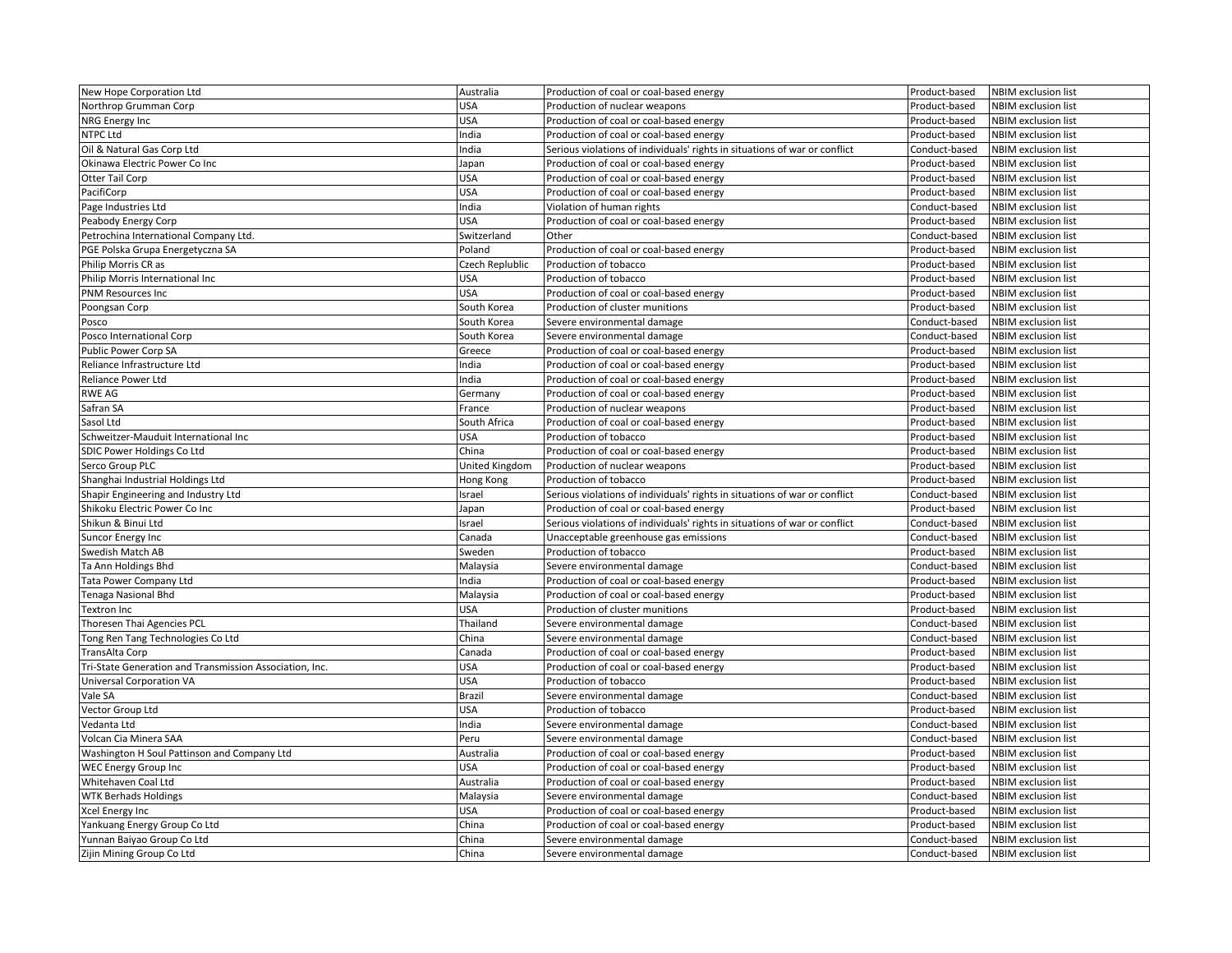| | | | | |
|---|---|---|---|---|
| New Hope Corporation Ltd | Australia | Production of coal or coal-based energy | Product-based | NBIM exclusion list |
| Northrop Grumman Corp | USA | Production of nuclear weapons | Product-based | NBIM exclusion list |
| NRG Energy Inc | USA | Production of coal or coal-based energy | Product-based | NBIM exclusion list |
| NTPC Ltd | India | Production of coal or coal-based energy | Product-based | NBIM exclusion list |
| Oil & Natural Gas Corp Ltd | India | Serious violations of individuals' rights in situations of war or conflict | Conduct-based | NBIM exclusion list |
| Okinawa Electric Power Co Inc | Japan | Production of coal or coal-based energy | Product-based | NBIM exclusion list |
| Otter Tail Corp | USA | Production of coal or coal-based energy | Product-based | NBIM exclusion list |
| PacifiCorp | USA | Production of coal or coal-based energy | Product-based | NBIM exclusion list |
| Page Industries Ltd | India | Violation of human rights | Conduct-based | NBIM exclusion list |
| Peabody Energy Corp | USA | Production of coal or coal-based energy | Product-based | NBIM exclusion list |
| Petrochina International Company Ltd. | Switzerland | Other | Conduct-based | NBIM exclusion list |
| PGE Polska Grupa Energetyczna SA | Poland | Production of coal or coal-based energy | Product-based | NBIM exclusion list |
| Philip Morris CR as | Czech Replublic | Production of tobacco | Product-based | NBIM exclusion list |
| Philip Morris International Inc | USA | Production of tobacco | Product-based | NBIM exclusion list |
| PNM Resources Inc | USA | Production of coal or coal-based energy | Product-based | NBIM exclusion list |
| Poongsan Corp | South Korea | Production of cluster munitions | Product-based | NBIM exclusion list |
| Posco | South Korea | Severe environmental damage | Conduct-based | NBIM exclusion list |
| Posco International Corp | South Korea | Severe environmental damage | Conduct-based | NBIM exclusion list |
| Public Power Corp SA | Greece | Production of coal or coal-based energy | Product-based | NBIM exclusion list |
| Reliance Infrastructure Ltd | India | Production of coal or coal-based energy | Product-based | NBIM exclusion list |
| Reliance Power Ltd | India | Production of coal or coal-based energy | Product-based | NBIM exclusion list |
| RWE AG | Germany | Production of coal or coal-based energy | Product-based | NBIM exclusion list |
| Safran SA | France | Production of nuclear weapons | Product-based | NBIM exclusion list |
| Sasol Ltd | South Africa | Production of coal or coal-based energy | Product-based | NBIM exclusion list |
| Schweitzer-Mauduit International Inc | USA | Production of tobacco | Product-based | NBIM exclusion list |
| SDIC Power Holdings Co Ltd | China | Production of coal or coal-based energy | Product-based | NBIM exclusion list |
| Serco Group PLC | United Kingdom | Production of nuclear weapons | Product-based | NBIM exclusion list |
| Shanghai Industrial Holdings Ltd | Hong Kong | Production of tobacco | Product-based | NBIM exclusion list |
| Shapir Engineering and Industry Ltd | Israel | Serious violations of individuals' rights in situations of war or conflict | Conduct-based | NBIM exclusion list |
| Shikoku Electric Power Co Inc | Japan | Production of coal or coal-based energy | Product-based | NBIM exclusion list |
| Shikun & Binui Ltd | Israel | Serious violations of individuals' rights in situations of war or conflict | Conduct-based | NBIM exclusion list |
| Suncor Energy Inc | Canada | Unacceptable greenhouse gas emissions | Conduct-based | NBIM exclusion list |
| Swedish Match AB | Sweden | Production of tobacco | Product-based | NBIM exclusion list |
| Ta Ann Holdings Bhd | Malaysia | Severe environmental damage | Conduct-based | NBIM exclusion list |
| Tata Power Company Ltd | India | Production of coal or coal-based energy | Product-based | NBIM exclusion list |
| Tenaga Nasional Bhd | Malaysia | Production of coal or coal-based energy | Product-based | NBIM exclusion list |
| Textron Inc | USA | Production of cluster munitions | Product-based | NBIM exclusion list |
| Thoresen Thai Agencies PCL | Thailand | Severe environmental damage | Conduct-based | NBIM exclusion list |
| Tong Ren Tang Technologies Co Ltd | China | Severe environmental damage | Conduct-based | NBIM exclusion list |
| TransAlta Corp | Canada | Production of coal or coal-based energy | Product-based | NBIM exclusion list |
| Tri-State Generation and Transmission Association, Inc. | USA | Production of coal or coal-based energy | Product-based | NBIM exclusion list |
| Universal Corporation VA | USA | Production of tobacco | Product-based | NBIM exclusion list |
| Vale SA | Brazil | Severe environmental damage | Conduct-based | NBIM exclusion list |
| Vector Group Ltd | USA | Production of tobacco | Product-based | NBIM exclusion list |
| Vedanta Ltd | India | Severe environmental damage | Conduct-based | NBIM exclusion list |
| Volcan Cia Minera SAA | Peru | Severe environmental damage | Conduct-based | NBIM exclusion list |
| Washington H Soul Pattinson and Company Ltd | Australia | Production of coal or coal-based energy | Product-based | NBIM exclusion list |
| WEC Energy Group Inc | USA | Production of coal or coal-based energy | Product-based | NBIM exclusion list |
| Whitehaven Coal Ltd | Australia | Production of coal or coal-based energy | Product-based | NBIM exclusion list |
| WTK Berhads Holdings | Malaysia | Severe environmental damage | Conduct-based | NBIM exclusion list |
| Xcel Energy Inc | USA | Production of coal or coal-based energy | Product-based | NBIM exclusion list |
| Yankuang Energy Group Co Ltd | China | Production of coal or coal-based energy | Product-based | NBIM exclusion list |
| Yunnan Baiyao Group Co Ltd | China | Severe environmental damage | Conduct-based | NBIM exclusion list |
| Zijin Mining Group Co Ltd | China | Severe environmental damage | Conduct-based | NBIM exclusion list |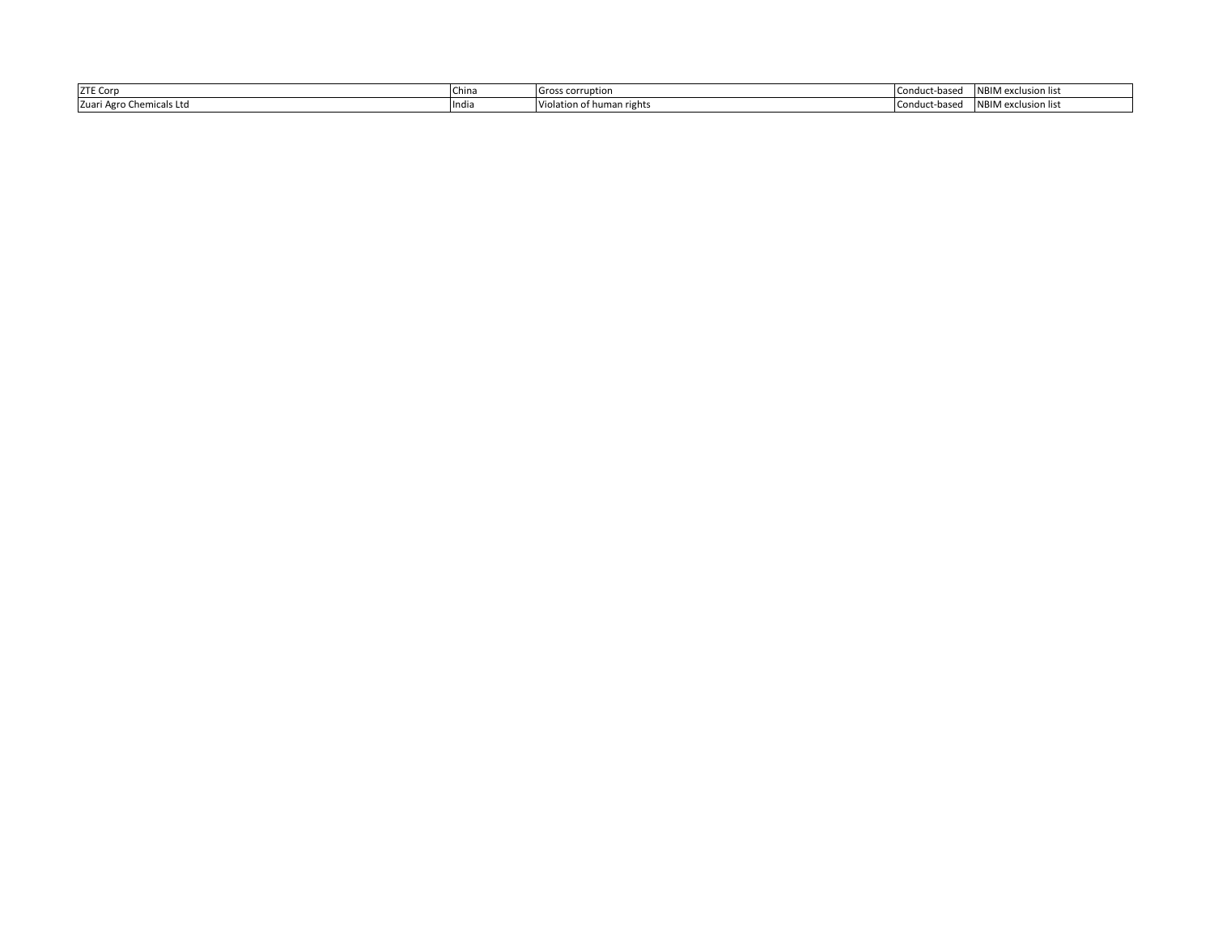| | | | | |
|---|---|---|---|---|
| ZTE Corp | China | Gross corruption | Conduct-based | NBIM exclusion list |
| Zuari Agro Chemicals Ltd | India | Violation of human rights | Conduct-based | NBIM exclusion list |